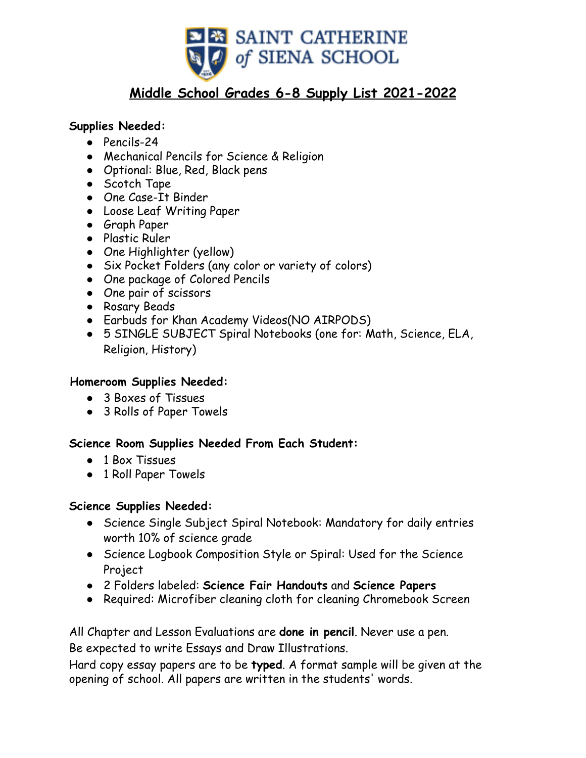SAINT CATHERINE of SIENA SCHOOL

# Middle School Grades 6-8 Supply List 2021-2022

**Supplies Needed:**

- Pencils-24
- Mechanical Pencils for Science & Religion
- Optional: Blue, Red, Black pens
- Scotch Tape
- One Case-It Binder
- Loose Leaf Writing Paper
- Graph Paper
- Plastic Ruler
- One Highlighter (yellow)
- Six Pocket Folders (any color or variety of colors)
- One package of Colored Pencils
- One pair of scissors
- Rosary Beads
- Earbuds for Khan Academy Videos(NO AIRPODS)
- 5 SINGLE SUBJECT Spiral Notebooks (one for: Math, Science, ELA, Religion, History)

**Homeroom Supplies Needed:**

- 3 Boxes of Tissues
- 3 Rolls of Paper Towels

**Science Room Supplies Needed From Each Student:**

- 1 Box Tissues
- 1 Roll Paper Towels

**Science Supplies Needed:**

- Science Single Subject Spiral Notebook: Mandatory for daily entries worth 10% of science grade
- Science Logbook Composition Style or Spiral: Used for the Science Project
- 2 Folders labeled: **Science Fair Handouts** and **Science Papers**
- Required: Microfiber cleaning cloth for cleaning Chromebook Screen

All Chapter and Lesson Evaluations are **done in pencil**. Never use a pen.
Be expected to write Essays and Draw Illustrations.
Hard copy essay papers are to be **typed**. A format sample will be given at the opening of school. All papers are written in the students' words.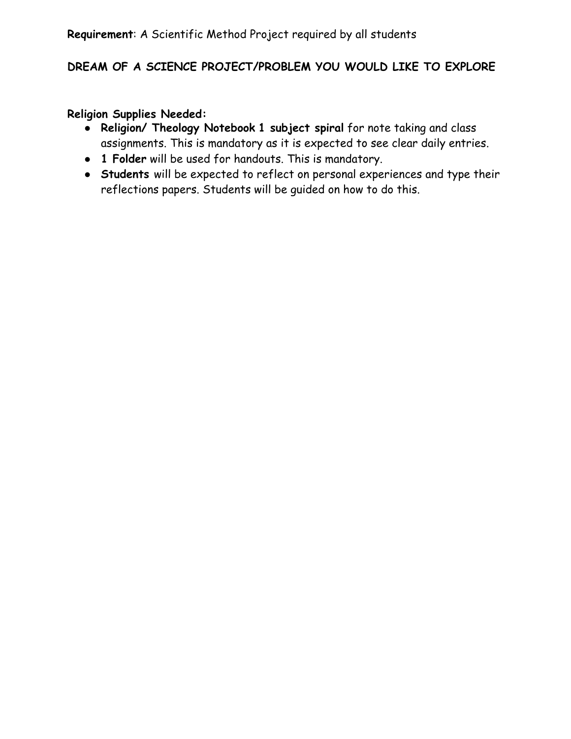**Requirement**: A Scientific Method Project required by all students

**DREAM OF A SCIENCE PROJECT/PROBLEM YOU WOULD LIKE TO EXPLORE**

**Religion Supplies Needed:**

- **Religion/ Theology Notebook 1 subject spiral** for note taking and class assignments. This is mandatory as it is expected to see clear daily entries.
- **1 Folder** will be used for handouts. This is mandatory.
- **Students** will be expected to reflect on personal experiences and type their reflections papers. Students will be guided on how to do this.